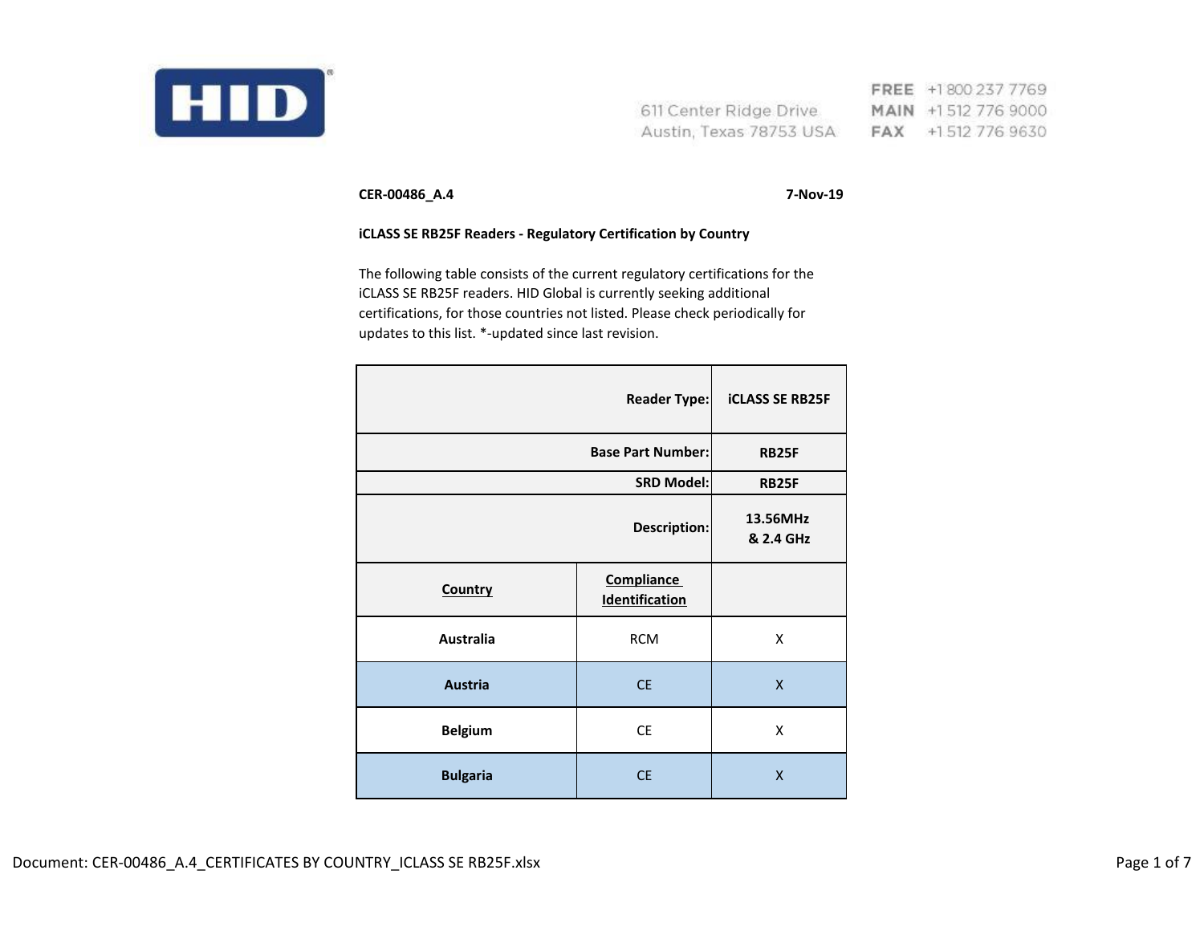HID

611 Center Ridge Drive
Austin, Texas 78753 USA

FREE +1 800 237 7769
MAIN +1 512 776 9000
FAX +1 512 776 9630

**CER-00486_A.4** **7-Nov-19**

**iCLASS SE RB25F Readers - Regulatory Certification by Country**

The following table consists of the current regulatory certifications for the iCLASS SE RB25F readers. HID Global is currently seeking additional certifications, for those countries not listed. Please check periodically for updates to this list. *-updated since last revision.

| | **Reader Type:** | **iCLASS SE RB25F** |
|---|---|---|
| | **Base Part Number:** | **RB25F** |
| | **SRD Model:** | **RB25F** |
| | **Description:** | **13.56MHz & 2.4 GHz** |
| **Country** | **Compliance Identification** | |
| **Australia** | RCM | X |
| **Austria** | CE | X |
| **Belgium** | CE | X |
| **Bulgaria** | CE | X |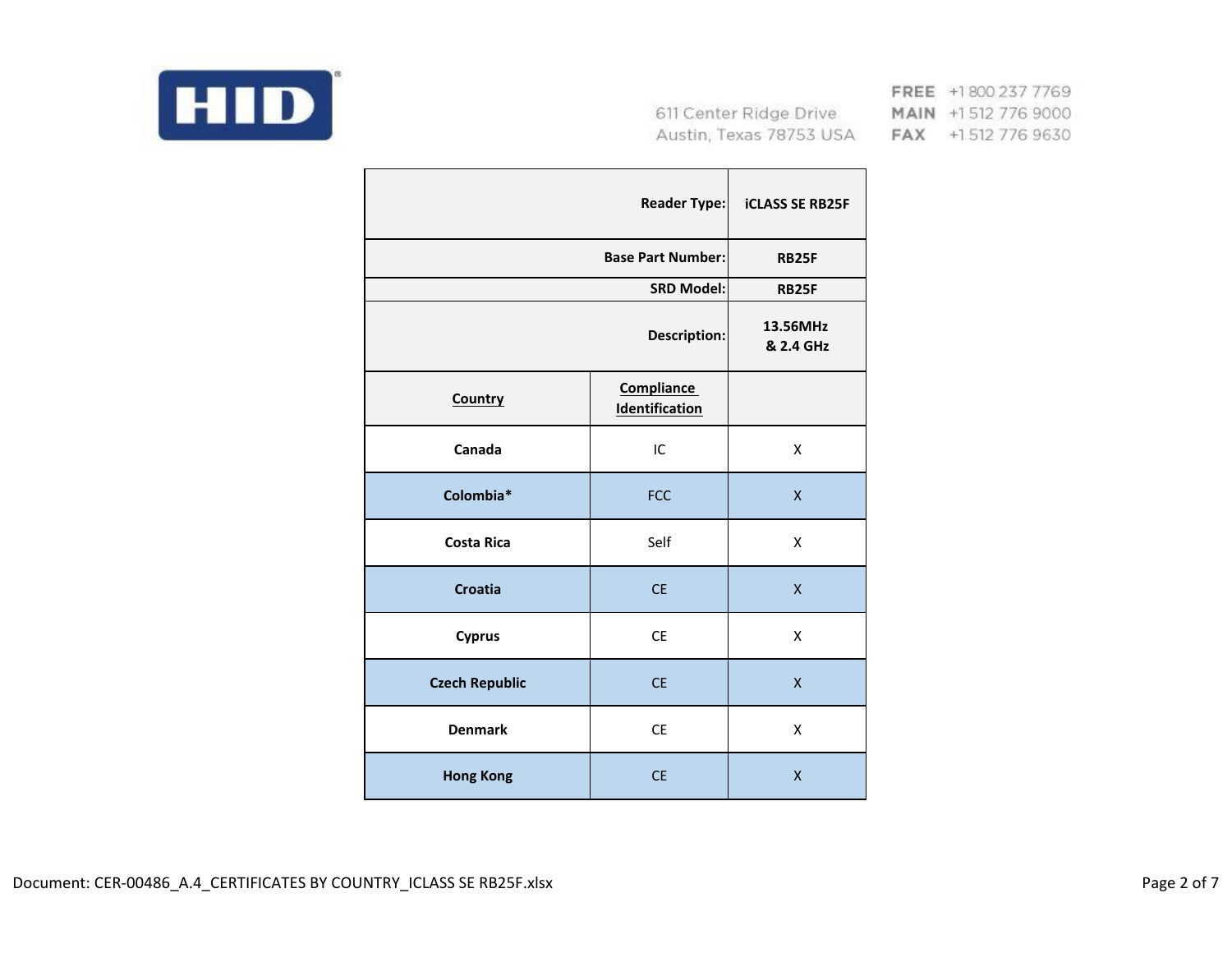| | Reader Type: | iCLASS SE RB25F |
|---|---|---|
| | Base Part Number: | RB25F |
| | SRD Model: | RB25F |
| | Description: | 13.56MHz & 2.4 GHz |
| **Country** | **Compliance Identification** | |
| **Canada** | IC | X |
| **Colombia*** | FCC | X |
| **Costa Rica** | Self | X |
| **Croatia** | CE | X |
| **Cyprus** | CE | X |
| **Czech Republic** | CE | X |
| **Denmark** | CE | X |
| **Hong Kong** | CE | X |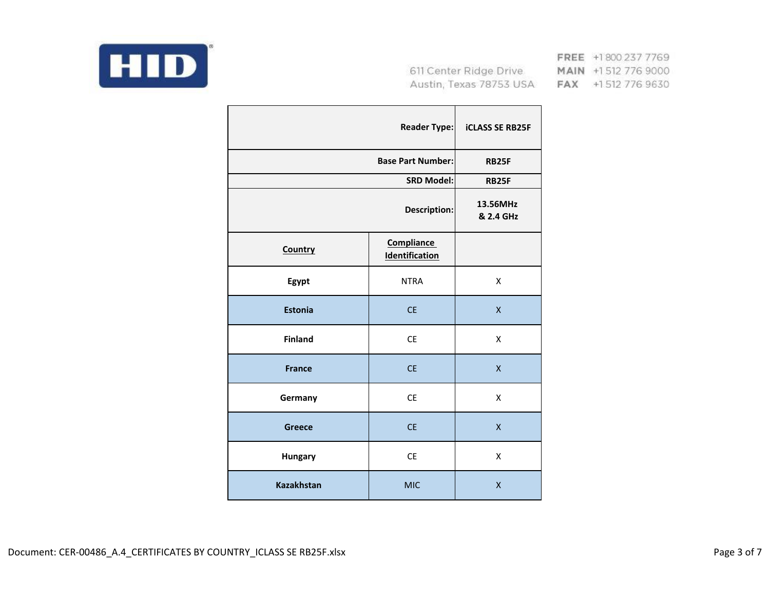HID

611 Center Ridge Drive
Austin, Texas 78753 USA

FREE +1 800 237 7769
MAIN +1 512 776 9000
FAX +1 512 776 9630

| | Reader Type: | iCLASS SE RB25F |
|---|---|---|
| | Base Part Number: | RB25F |
| | SRD Model: | RB25F |
| | Description: | 13.56MHz & 2.4 GHz |
| **Country** | **Compliance Identification** | |
| **Egypt** | NTRA | X |
| **Estonia** | CE | X |
| **Finland** | CE | X |
| **France** | CE | X |
| **Germany** | CE | X |
| **Greece** | CE | X |
| **Hungary** | CE | X |
| **Kazakhstan** | MIC | X |

Document: CER-00486_A.4_CERTIFICATES BY COUNTRY_ICLASS SE RB25F.xlsx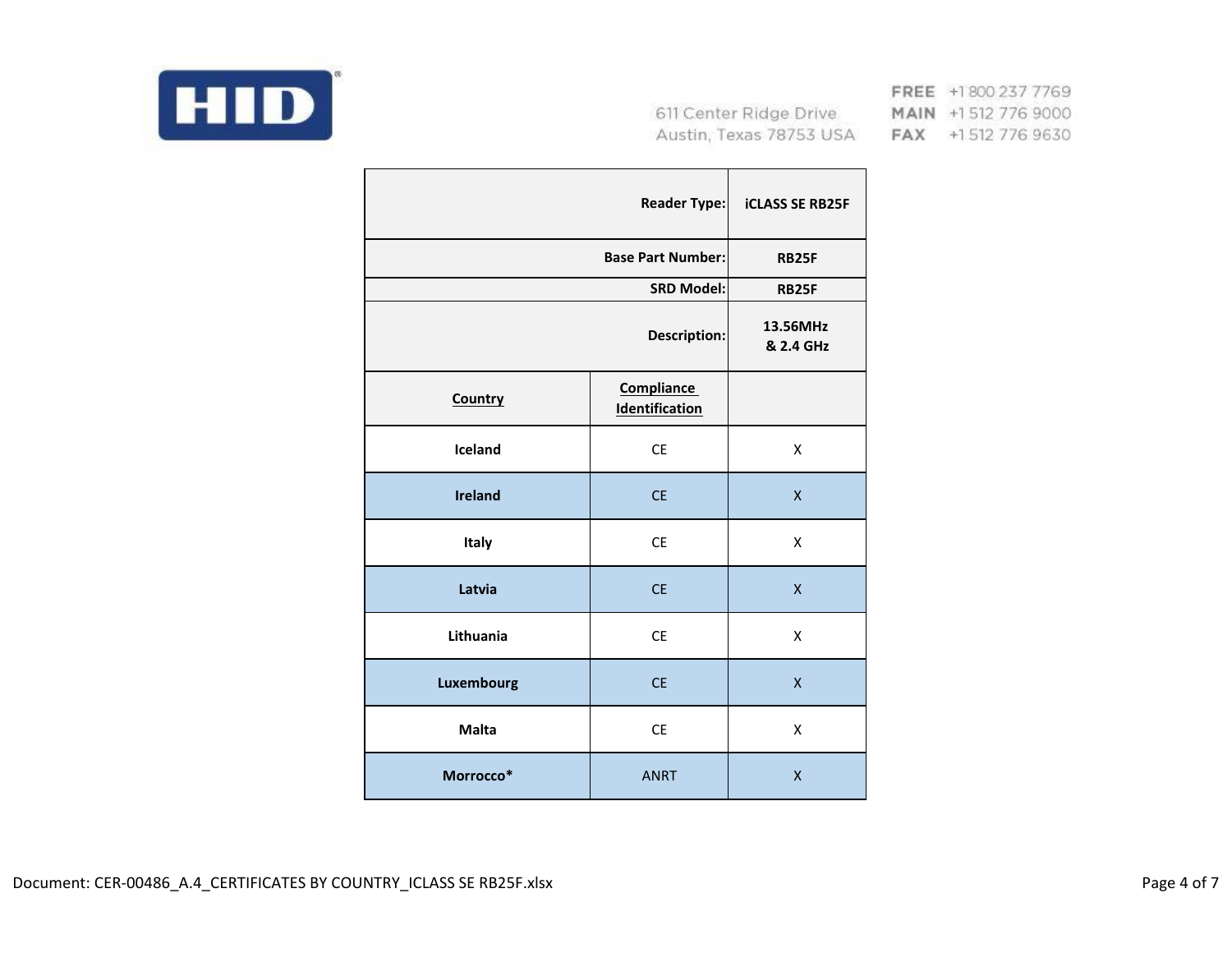HID

611 Center Ridge Drive
Austin, Texas 78753 USA

FREE +1 800 237 7769
MAIN +1 512 776 9000
FAX +1 512 776 9630

| | Reader Type: | iCLASS SE RB25F |
|---|---|---|
| | Base Part Number: | RB25F |
| | SRD Model: | RB25F |
| | Description: | 13.56MHz & 2.4 GHz |
| **Country** | **Compliance Identification** | |
| **Iceland** | CE | X |
| **Ireland** | CE | X |
| **Italy** | CE | X |
| **Latvia** | CE | X |
| **Lithuania** | CE | X |
| **Luxembourg** | CE | X |
| **Malta** | CE | X |
| **Morrocco*** | ANRT | X |

Document: CER-00486_A.4_CERTIFICATES BY COUNTRY_ICLASS SE RB25F.xlsx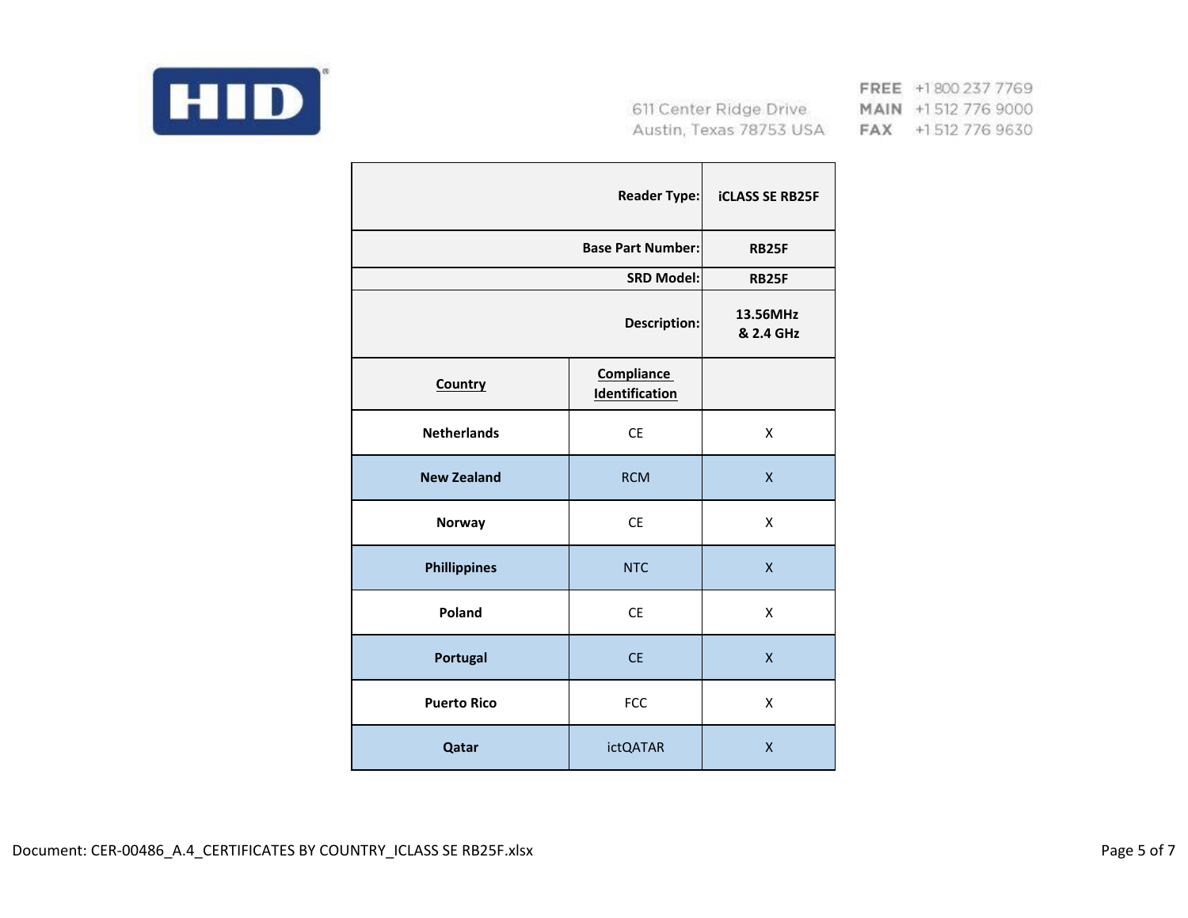HID

611 Center Ridge Drive
Austin, Texas 78753 USA

FREE +1 800 237 7769
MAIN +1 512 776 9000
FAX +1 512 776 9630

| | Reader Type: | iCLASS SE RB25F |
|---|---|---|
| | Base Part Number: | RB25F |
| | SRD Model: | RB25F |
| | Description: | 13.56MHz & 2.4 GHz |
| **Country** | **Compliance Identification** | |
| **Netherlands** | CE | X |
| **New Zealand** | RCM | X |
| **Norway** | CE | X |
| **Phillippines** | NTC | X |
| **Poland** | CE | X |
| **Portugal** | CE | X |
| **Puerto Rico** | FCC | X |
| **Qatar** | ictQATAR | X |

Document: CER-00486_A.4_CERTIFICATES BY COUNTRY_ICLASS SE RB25F.xlsx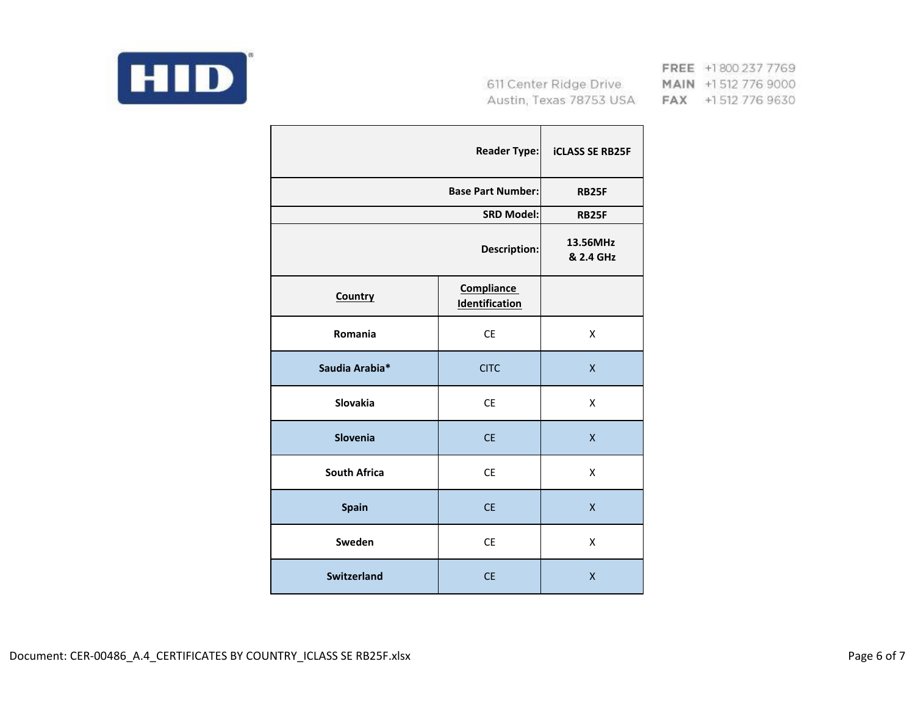HID

611 Center Ridge Drive
Austin, Texas 78753 USA

FREE +1 800 237 7769
MAIN +1 512 776 9000
FAX +1 512 776 9630

| | Reader Type: | iCLASS SE RB25F |
|---|---|---|
| | Base Part Number: | RB25F |
| | SRD Model: | RB25F |
| | Description: | 13.56MHz & 2.4 GHz |
| **Country** | **Compliance Identification** | |
| Romania | CE | X |
| Saudia Arabia* | CITC | X |
| Slovakia | CE | X |
| Slovenia | CE | X |
| South Africa | CE | X |
| Spain | CE | X |
| Sweden | CE | X |
| Switzerland | CE | X |

Document: CER-00486_A.4_CERTIFICATES BY COUNTRY_ICLASS SE RB25F.xlsx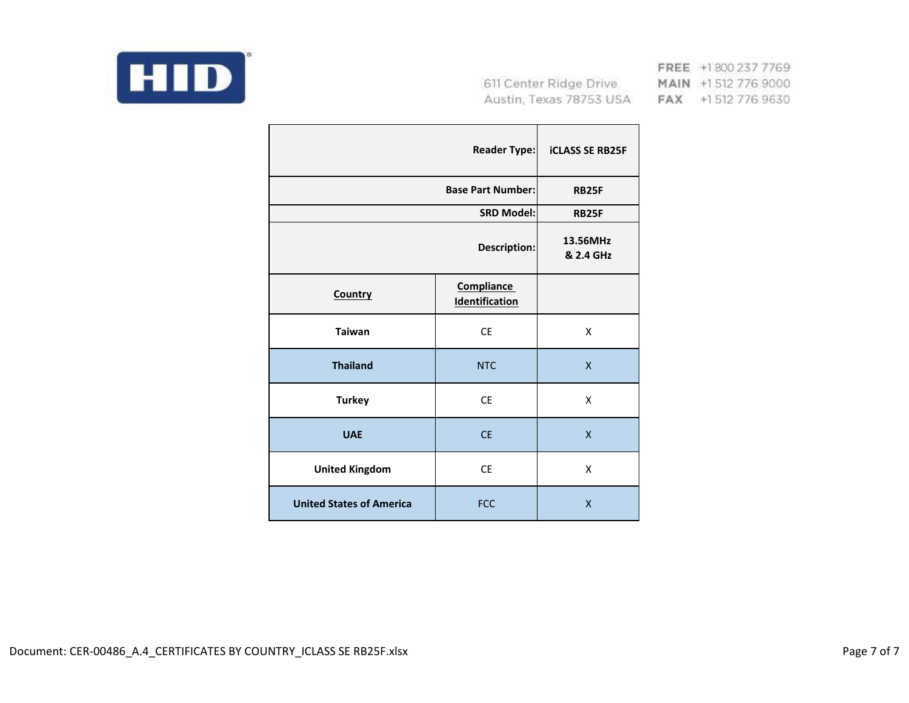611 Center Ridge Drive
Austin, Texas 78753 USA

FREE +1 800 237 7769
MAIN +1 512 776 9000
FAX +1 512 776 9630

| | Reader Type: | iCLASS SE RB25F |
|---|---|---|
| | Base Part Number: | RB25F |
| | SRD Model: | RB25F |
| | Description: | 13.56MHz & 2.4 GHz |
| Country | Compliance Identification | |
| Taiwan | CE | X |
| Thailand | NTC | X |
| Turkey | CE | X |
| UAE | CE | X |
| United Kingdom | CE | X |
| United States of America | FCC | X |

Document: CER-00486_A.4_CERTIFICATES BY COUNTRY_ICLASS SE RB25F.xlsx